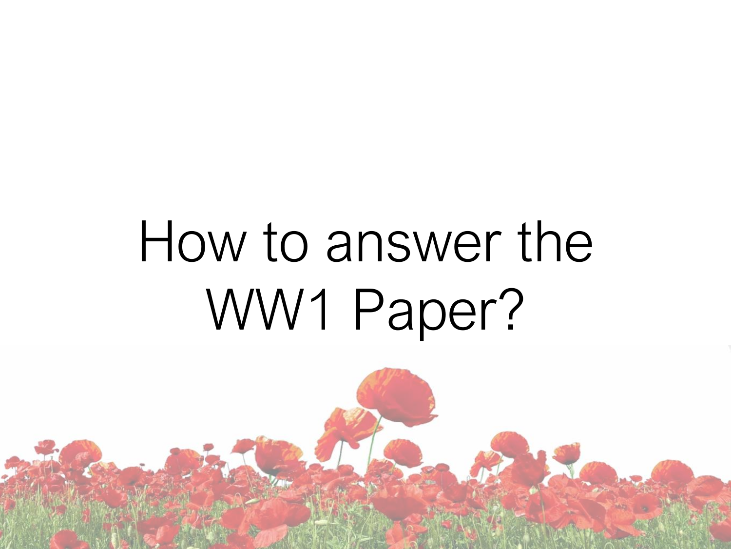# How to answer the WW1 Paper?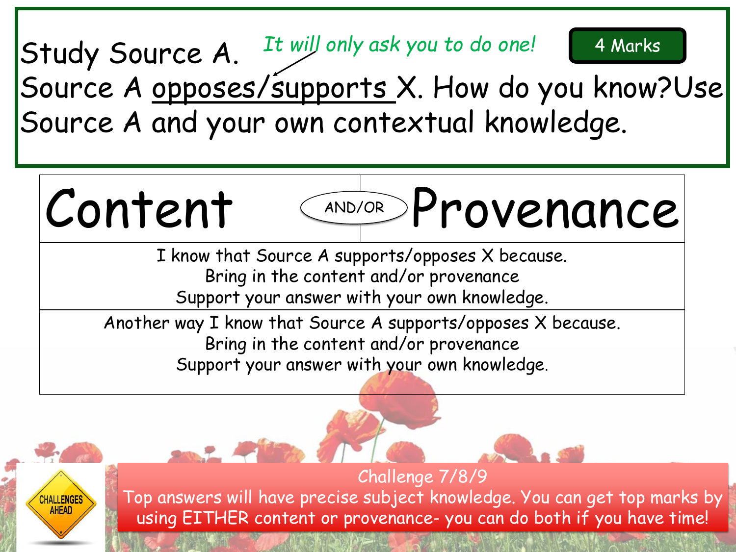Study Source A. *It will only ask you to do one!* **4 Marks**

Source A <u>opposes/supports</u> X. How do you know? Use Source A and your own contextual knowledge.

| Content | AND/OR | Provenance |
| --- | --- | --- |
| I know that Source A supports/opposes X because. Bring in the content and/or provenance. Support your answer with your own knowledge. | | |
| Another way I know that Source A supports/opposes X because. Bring in the content and/or provenance. Support your answer with your own knowledge. | | |

CHALLENGES AHEAD

**Challenge 7/8/9**

Top answers will have precise subject knowledge. You can get top marks by using EITHER content or provenance- you can do both if you have time!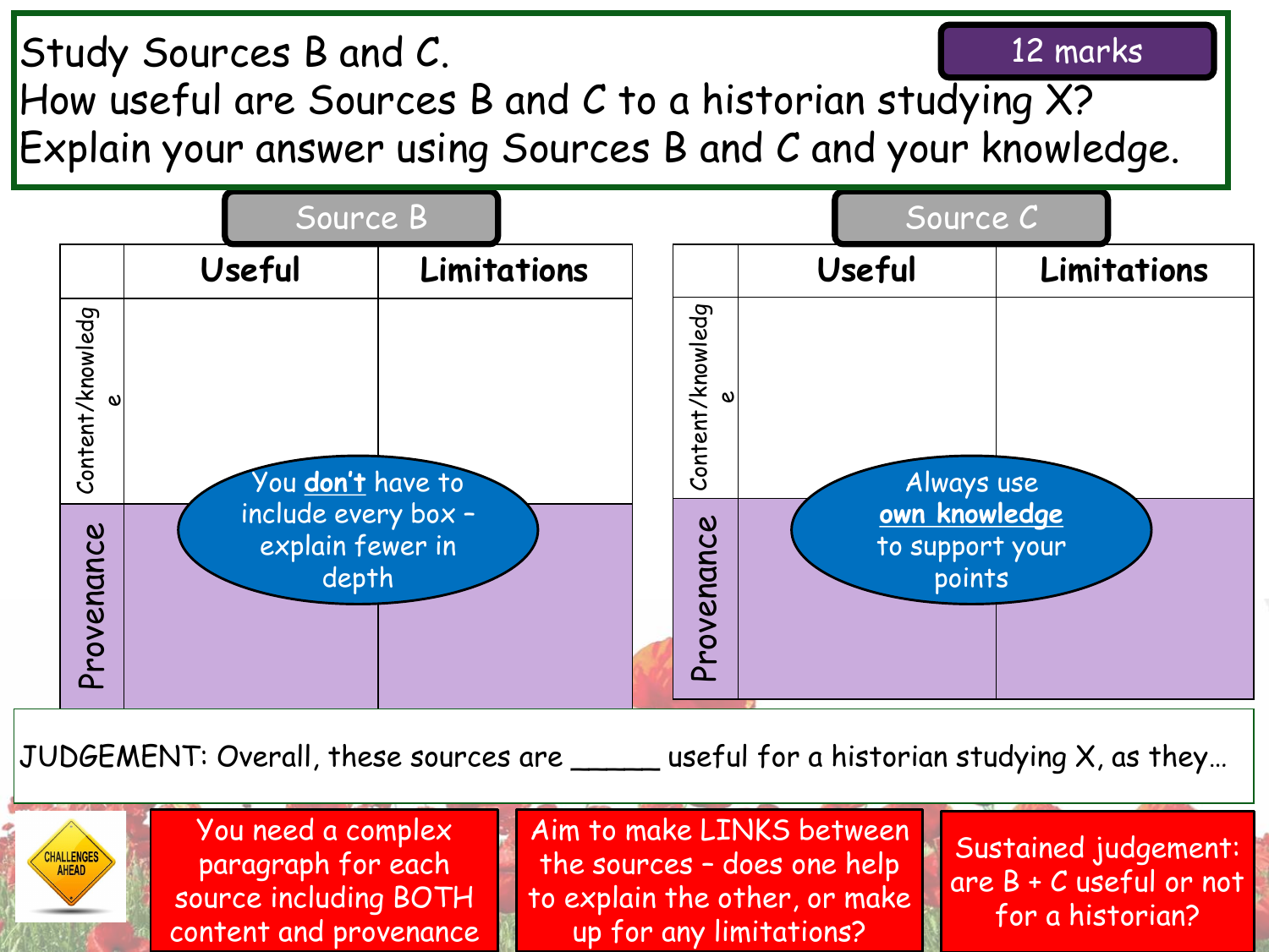Study Sources B and C.

How useful are Sources B and C to a historian studying X?

Explain your answer using Sources B and C and your knowledge.

**12 marks**

**Source B**

| | Useful | Limitations |
|---|---|---|
| Content/knowledge | | |
| Provenance | | |

You **don't** have to include every box – explain fewer in depth

**Source C**

| | Useful | Limitations |
|---|---|---|
| Content/knowledge | | |
| Provenance | | |

Always use **own knowledge** to support your points

JUDGEMENT: Overall, these sources are _____ useful for a historian studying X, as they…

CHALLENGES AHEAD

You need a complex paragraph for each source including BOTH content and provenance

Aim to make LINKS between the sources – does one help to explain the other, or make up for any limitations?

Sustained judgement: are B + C useful or not for a historian?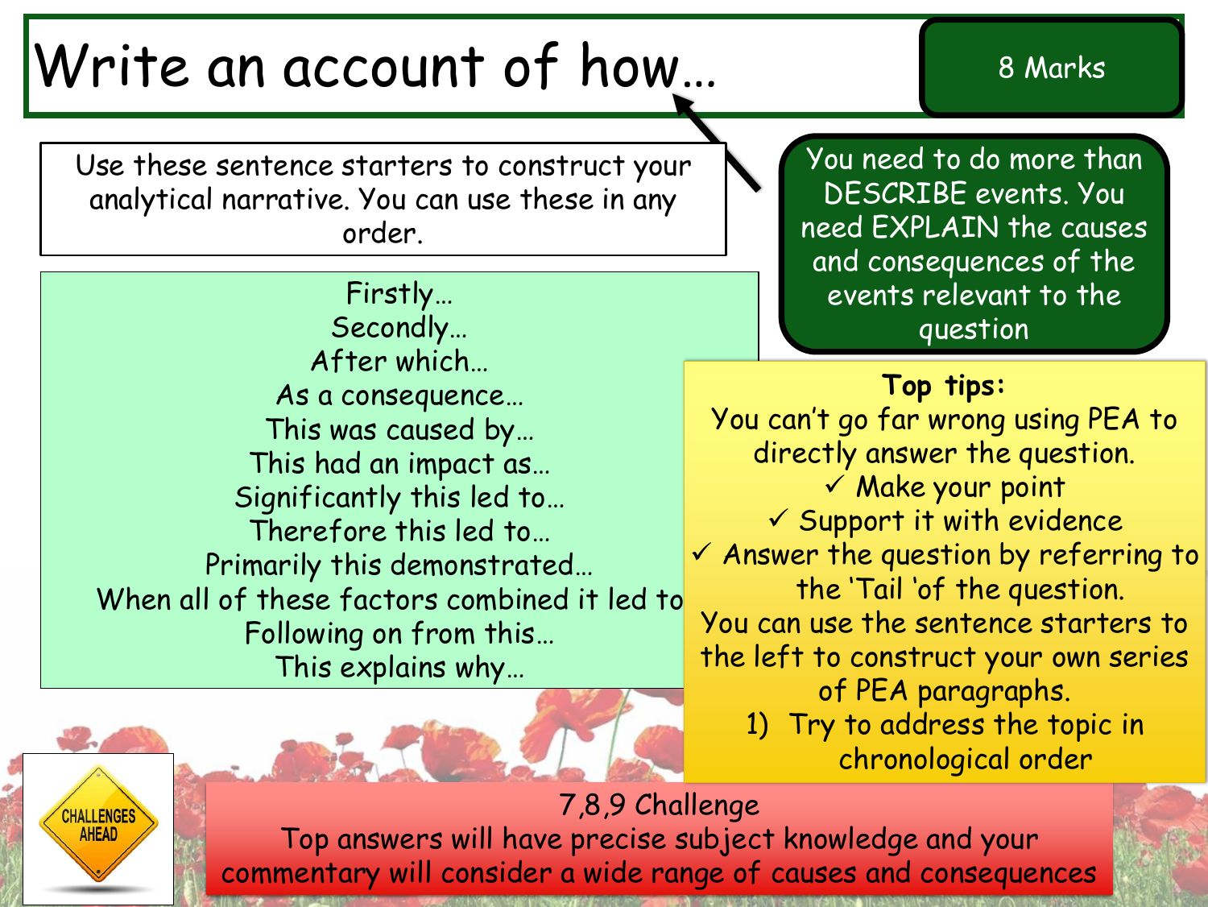# Write an account of how…

**8 Marks**

Use these sentence starters to construct your analytical narrative. You can use these in any order.

Firstly…
Secondly…
After which…
As a consequence…
This was caused by…
This had an impact as…
Significantly this led to…
Therefore this led to…
Primarily this demonstrated…
When all of these factors combined it led to
Following on from this…
This explains why…

You need to do more than DESCRIBE events. You need EXPLAIN the causes and consequences of the events relevant to the question

**Top tips:**
You can't go far wrong using PEA to directly answer the question.

- ✓ Make your point
- ✓ Support it with evidence
- ✓ Answer the question by referring to the 'Tail 'of the question.

You can use the sentence starters to the left to construct your own series of PEA paragraphs.

1) Try to address the topic in chronological order

CHALLENGES AHEAD

7,8,9 Challenge
Top answers will have precise subject knowledge and your commentary will consider a wide range of causes and consequences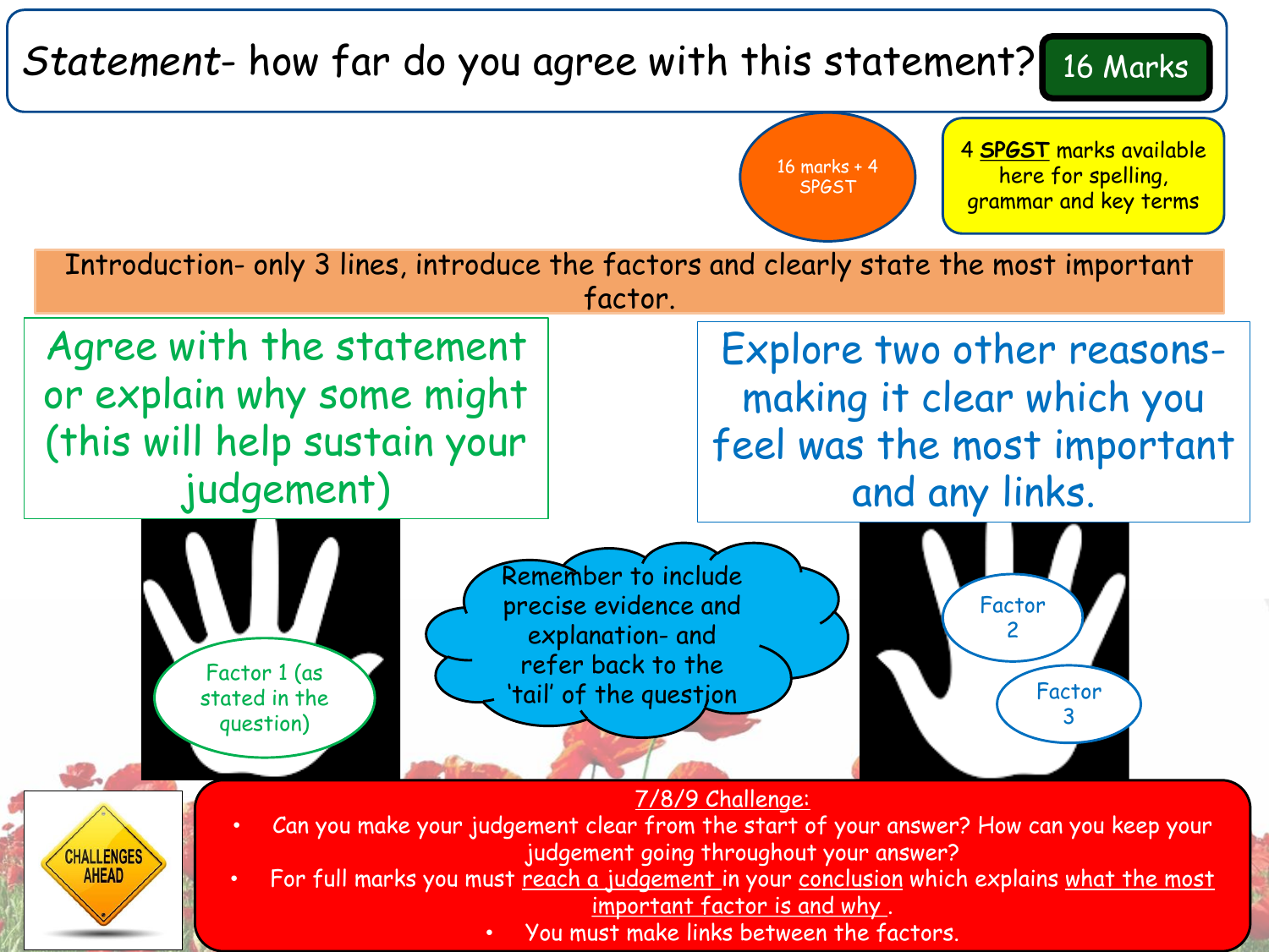# *Statement*- how far do you agree with this statement?

16 Marks

16 marks + 4 SPGST

4 **SPGST** marks available here for spelling, grammar and key terms

Introduction- only 3 lines, introduce the factors and clearly state the most important factor.

Agree with the statement or explain why some might (this will help sustain your judgement)

Explore two other reasons- making it clear which you feel was the most important and any links.

Factor 1 (as stated in the question)

Remember to include precise evidence and explanation- and refer back to the 'tail' of the question

Factor 2

Factor 3

CHALLENGES AHEAD

7/8/9 Challenge:

- Can you make your judgement clear from the start of your answer? How can you keep your judgement going throughout your answer?
- For full marks you must reach a judgement in your conclusion which explains what the most important factor is and why.
- You must make links between the factors.